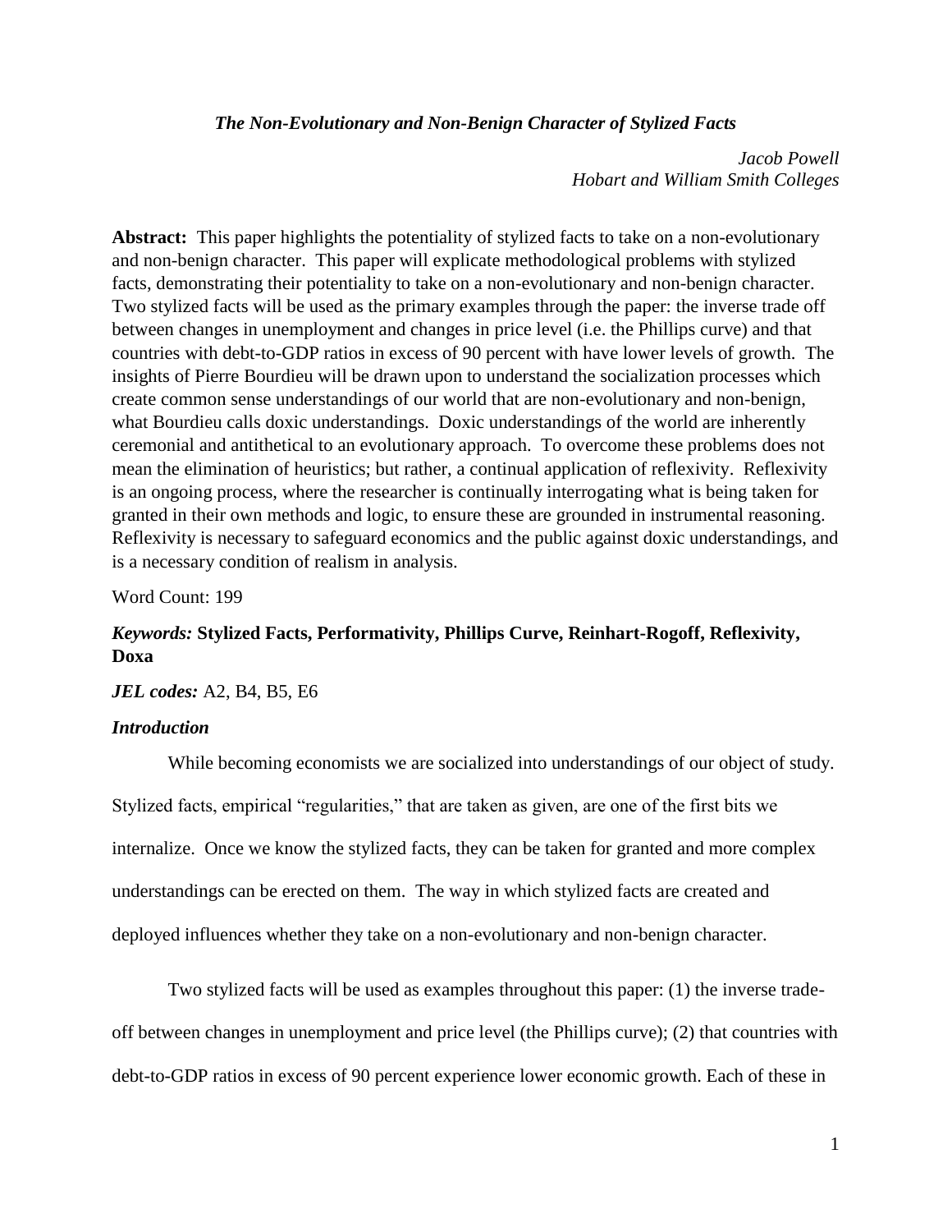# *The Non-Evolutionary and Non-Benign Character of Stylized Facts*

*Jacob Powell*
*Hobart and William Smith Colleges*

**Abstract:** This paper highlights the potentiality of stylized facts to take on a non-evolutionary and non-benign character. This paper will explicate methodological problems with stylized facts, demonstrating their potentiality to take on a non-evolutionary and non-benign character. Two stylized facts will be used as the primary examples through the paper: the inverse trade off between changes in unemployment and changes in price level (i.e. the Phillips curve) and that countries with debt-to-GDP ratios in excess of 90 percent with have lower levels of growth. The insights of Pierre Bourdieu will be drawn upon to understand the socialization processes which create common sense understandings of our world that are non-evolutionary and non-benign, what Bourdieu calls doxic understandings. Doxic understandings of the world are inherently ceremonial and antithetical to an evolutionary approach. To overcome these problems does not mean the elimination of heuristics; but rather, a continual application of reflexivity. Reflexivity is an ongoing process, where the researcher is continually interrogating what is being taken for granted in their own methods and logic, to ensure these are grounded in instrumental reasoning. Reflexivity is necessary to safeguard economics and the public against doxic understandings, and is a necessary condition of realism in analysis.

Word Count: 199

***Keywords:*** **Stylized Facts, Performativity, Phillips Curve, Reinhart-Rogoff, Reflexivity, Doxa**

***JEL codes:*** A2, B4, B5, E6

### *Introduction*

While becoming economists we are socialized into understandings of our object of study. Stylized facts, empirical "regularities," that are taken as given, are one of the first bits we internalize. Once we know the stylized facts, they can be taken for granted and more complex understandings can be erected on them. The way in which stylized facts are created and deployed influences whether they take on a non-evolutionary and non-benign character.

Two stylized facts will be used as examples throughout this paper: (1) the inverse trade-off between changes in unemployment and price level (the Phillips curve); (2) that countries with debt-to-GDP ratios in excess of 90 percent experience lower economic growth. Each of these in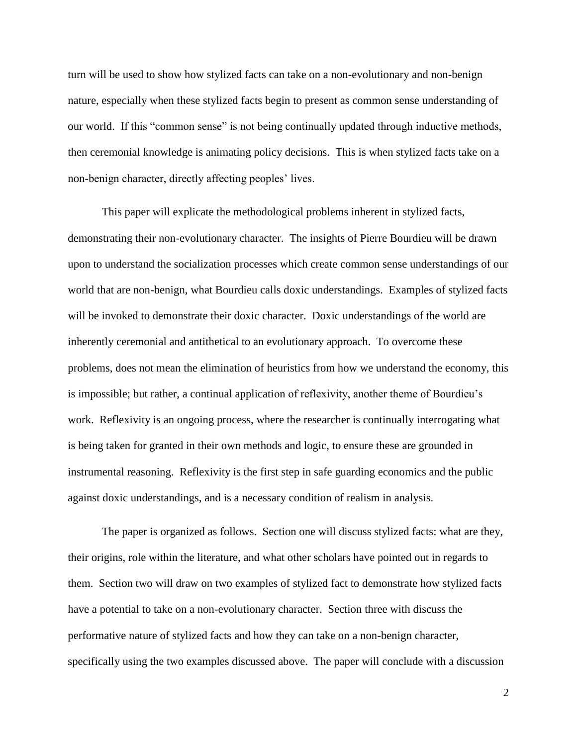turn will be used to show how stylized facts can take on a non-evolutionary and non-benign nature, especially when these stylized facts begin to present as common sense understanding of our world. If this "common sense" is not being continually updated through inductive methods, then ceremonial knowledge is animating policy decisions. This is when stylized facts take on a non-benign character, directly affecting peoples' lives.

This paper will explicate the methodological problems inherent in stylized facts, demonstrating their non-evolutionary character. The insights of Pierre Bourdieu will be drawn upon to understand the socialization processes which create common sense understandings of our world that are non-benign, what Bourdieu calls doxic understandings. Examples of stylized facts will be invoked to demonstrate their doxic character. Doxic understandings of the world are inherently ceremonial and antithetical to an evolutionary approach. To overcome these problems, does not mean the elimination of heuristics from how we understand the economy, this is impossible; but rather, a continual application of reflexivity, another theme of Bourdieu's work. Reflexivity is an ongoing process, where the researcher is continually interrogating what is being taken for granted in their own methods and logic, to ensure these are grounded in instrumental reasoning. Reflexivity is the first step in safe guarding economics and the public against doxic understandings, and is a necessary condition of realism in analysis.

The paper is organized as follows. Section one will discuss stylized facts: what are they, their origins, role within the literature, and what other scholars have pointed out in regards to them. Section two will draw on two examples of stylized fact to demonstrate how stylized facts have a potential to take on a non-evolutionary character. Section three with discuss the performative nature of stylized facts and how they can take on a non-benign character, specifically using the two examples discussed above. The paper will conclude with a discussion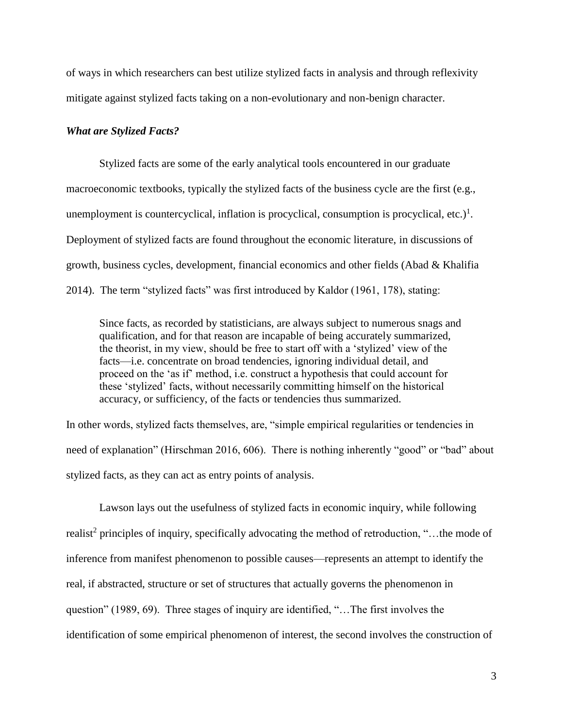of ways in which researchers can best utilize stylized facts in analysis and through reflexivity mitigate against stylized facts taking on a non-evolutionary and non-benign character.

### *What are Stylized Facts?*

Stylized facts are some of the early analytical tools encountered in our graduate macroeconomic textbooks, typically the stylized facts of the business cycle are the first (e.g., unemployment is countercyclical, inflation is procyclical, consumption is procyclical, etc.)[1]. Deployment of stylized facts are found throughout the economic literature, in discussions of growth, business cycles, development, financial economics and other fields (Abad & Khalifia 2014). The term "stylized facts" was first introduced by Kaldor (1961, 178), stating:

> Since facts, as recorded by statisticians, are always subject to numerous snags and qualification, and for that reason are incapable of being accurately summarized, the theorist, in my view, should be free to start off with a 'stylized' view of the facts—i.e. concentrate on broad tendencies, ignoring individual detail, and proceed on the 'as if' method, i.e. construct a hypothesis that could account for these 'stylized' facts, without necessarily committing himself on the historical accuracy, or sufficiency, of the facts or tendencies thus summarized.

In other words, stylized facts themselves, are, "simple empirical regularities or tendencies in need of explanation" (Hirschman 2016, 606). There is nothing inherently "good" or "bad" about stylized facts, as they can act as entry points of analysis.

Lawson lays out the usefulness of stylized facts in economic inquiry, while following realist[2] principles of inquiry, specifically advocating the method of retroduction, "…the mode of inference from manifest phenomenon to possible causes—represents an attempt to identify the real, if abstracted, structure or set of structures that actually governs the phenomenon in question" (1989, 69). Three stages of inquiry are identified, "…The first involves the identification of some empirical phenomenon of interest, the second involves the construction of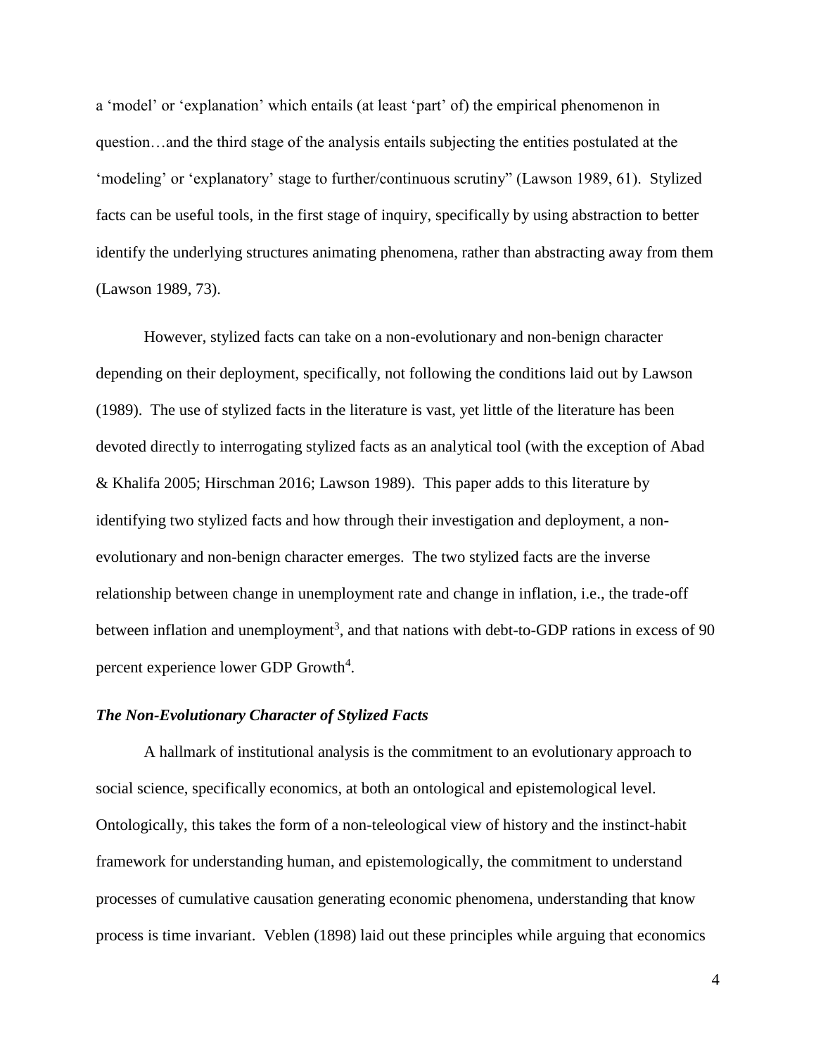a 'model' or 'explanation' which entails (at least 'part' of) the empirical phenomenon in question…and the third stage of the analysis entails subjecting the entities postulated at the 'modeling' or 'explanatory' stage to further/continuous scrutiny" (Lawson 1989, 61). Stylized facts can be useful tools, in the first stage of inquiry, specifically by using abstraction to better identify the underlying structures animating phenomena, rather than abstracting away from them (Lawson 1989, 73).

However, stylized facts can take on a non-evolutionary and non-benign character depending on their deployment, specifically, not following the conditions laid out by Lawson (1989). The use of stylized facts in the literature is vast, yet little of the literature has been devoted directly to interrogating stylized facts as an analytical tool (with the exception of Abad & Khalifa 2005; Hirschman 2016; Lawson 1989). This paper adds to this literature by identifying two stylized facts and how through their investigation and deployment, a non-evolutionary and non-benign character emerges. The two stylized facts are the inverse relationship between change in unemployment rate and change in inflation, i.e., the trade-off between inflation and unemployment[3], and that nations with debt-to-GDP rations in excess of 90 percent experience lower GDP Growth[4].

### *The Non-Evolutionary Character of Stylized Facts*

A hallmark of institutional analysis is the commitment to an evolutionary approach to social science, specifically economics, at both an ontological and epistemological level. Ontologically, this takes the form of a non-teleological view of history and the instinct-habit framework for understanding human, and epistemologically, the commitment to understand processes of cumulative causation generating economic phenomena, understanding that know process is time invariant. Veblen (1898) laid out these principles while arguing that economics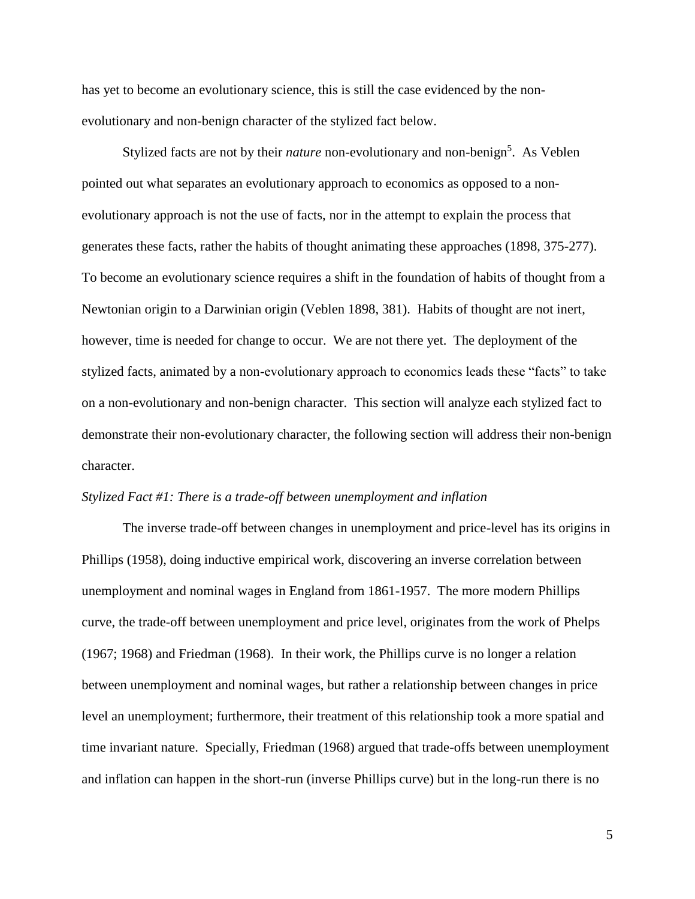has yet to become an evolutionary science, this is still the case evidenced by the non-evolutionary and non-benign character of the stylized fact below.

Stylized facts are not by their *nature* non-evolutionary and non-benign[5]. As Veblen pointed out what separates an evolutionary approach to economics as opposed to a non-evolutionary approach is not the use of facts, nor in the attempt to explain the process that generates these facts, rather the habits of thought animating these approaches (1898, 375-277). To become an evolutionary science requires a shift in the foundation of habits of thought from a Newtonian origin to a Darwinian origin (Veblen 1898, 381). Habits of thought are not inert, however, time is needed for change to occur. We are not there yet. The deployment of the stylized facts, animated by a non-evolutionary approach to economics leads these "facts" to take on a non-evolutionary and non-benign character. This section will analyze each stylized fact to demonstrate their non-evolutionary character, the following section will address their non-benign character.

*Stylized Fact #1: There is a trade-off between unemployment and inflation*

The inverse trade-off between changes in unemployment and price-level has its origins in Phillips (1958), doing inductive empirical work, discovering an inverse correlation between unemployment and nominal wages in England from 1861-1957. The more modern Phillips curve, the trade-off between unemployment and price level, originates from the work of Phelps (1967; 1968) and Friedman (1968). In their work, the Phillips curve is no longer a relation between unemployment and nominal wages, but rather a relationship between changes in price level an unemployment; furthermore, their treatment of this relationship took a more spatial and time invariant nature. Specially, Friedman (1968) argued that trade-offs between unemployment and inflation can happen in the short-run (inverse Phillips curve) but in the long-run there is no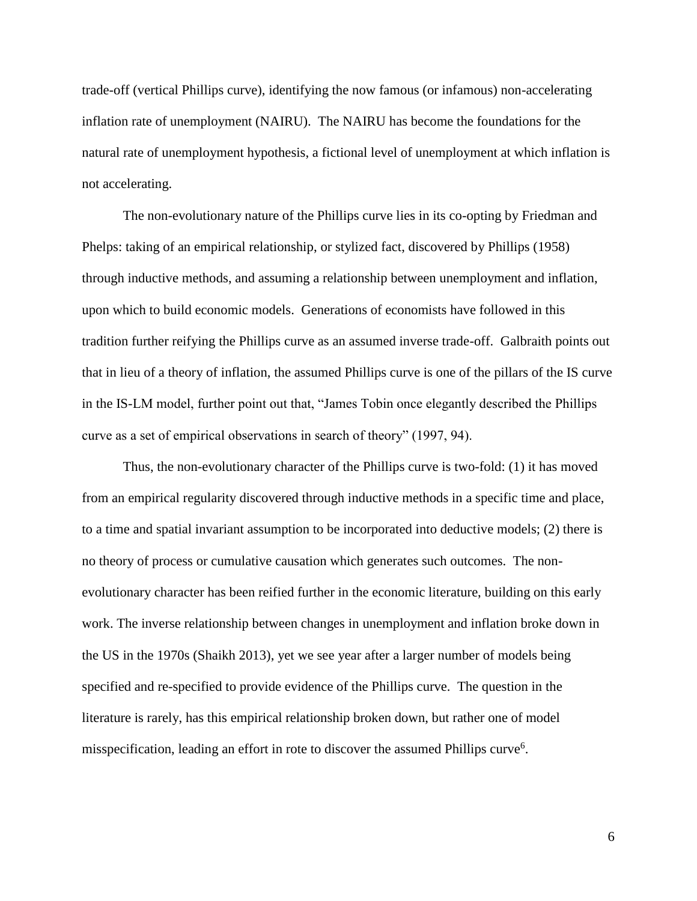trade-off (vertical Phillips curve), identifying the now famous (or infamous) non-accelerating inflation rate of unemployment (NAIRU). The NAIRU has become the foundations for the natural rate of unemployment hypothesis, a fictional level of unemployment at which inflation is not accelerating.

The non-evolutionary nature of the Phillips curve lies in its co-opting by Friedman and Phelps: taking of an empirical relationship, or stylized fact, discovered by Phillips (1958) through inductive methods, and assuming a relationship between unemployment and inflation, upon which to build economic models. Generations of economists have followed in this tradition further reifying the Phillips curve as an assumed inverse trade-off. Galbraith points out that in lieu of a theory of inflation, the assumed Phillips curve is one of the pillars of the IS curve in the IS-LM model, further point out that, "James Tobin once elegantly described the Phillips curve as a set of empirical observations in search of theory" (1997, 94).

Thus, the non-evolutionary character of the Phillips curve is two-fold: (1) it has moved from an empirical regularity discovered through inductive methods in a specific time and place, to a time and spatial invariant assumption to be incorporated into deductive models; (2) there is no theory of process or cumulative causation which generates such outcomes. The non-evolutionary character has been reified further in the economic literature, building on this early work. The inverse relationship between changes in unemployment and inflation broke down in the US in the 1970s (Shaikh 2013), yet we see year after a larger number of models being specified and re-specified to provide evidence of the Phillips curve. The question in the literature is rarely, has this empirical relationship broken down, but rather one of model misspecification, leading an effort in rote to discover the assumed Phillips curve[6].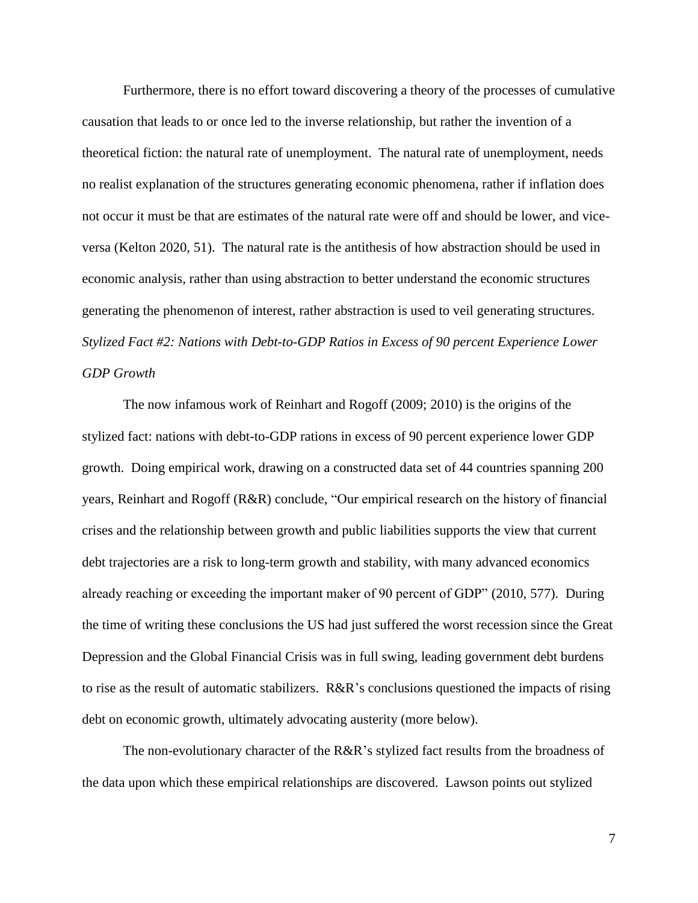Furthermore, there is no effort toward discovering a theory of the processes of cumulative causation that leads to or once led to the inverse relationship, but rather the invention of a theoretical fiction: the natural rate of unemployment. The natural rate of unemployment, needs no realist explanation of the structures generating economic phenomena, rather if inflation does not occur it must be that are estimates of the natural rate were off and should be lower, and vice-versa (Kelton 2020, 51). The natural rate is the antithesis of how abstraction should be used in economic analysis, rather than using abstraction to better understand the economic structures generating the phenomenon of interest, rather abstraction is used to veil generating structures.

*Stylized Fact #2: Nations with Debt-to-GDP Ratios in Excess of 90 percent Experience Lower GDP Growth*

The now infamous work of Reinhart and Rogoff (2009; 2010) is the origins of the stylized fact: nations with debt-to-GDP rations in excess of 90 percent experience lower GDP growth. Doing empirical work, drawing on a constructed data set of 44 countries spanning 200 years, Reinhart and Rogoff (R&R) conclude, "Our empirical research on the history of financial crises and the relationship between growth and public liabilities supports the view that current debt trajectories are a risk to long-term growth and stability, with many advanced economics already reaching or exceeding the important maker of 90 percent of GDP" (2010, 577). During the time of writing these conclusions the US had just suffered the worst recession since the Great Depression and the Global Financial Crisis was in full swing, leading government debt burdens to rise as the result of automatic stabilizers. R&R's conclusions questioned the impacts of rising debt on economic growth, ultimately advocating austerity (more below).

The non-evolutionary character of the R&R's stylized fact results from the broadness of the data upon which these empirical relationships are discovered. Lawson points out stylized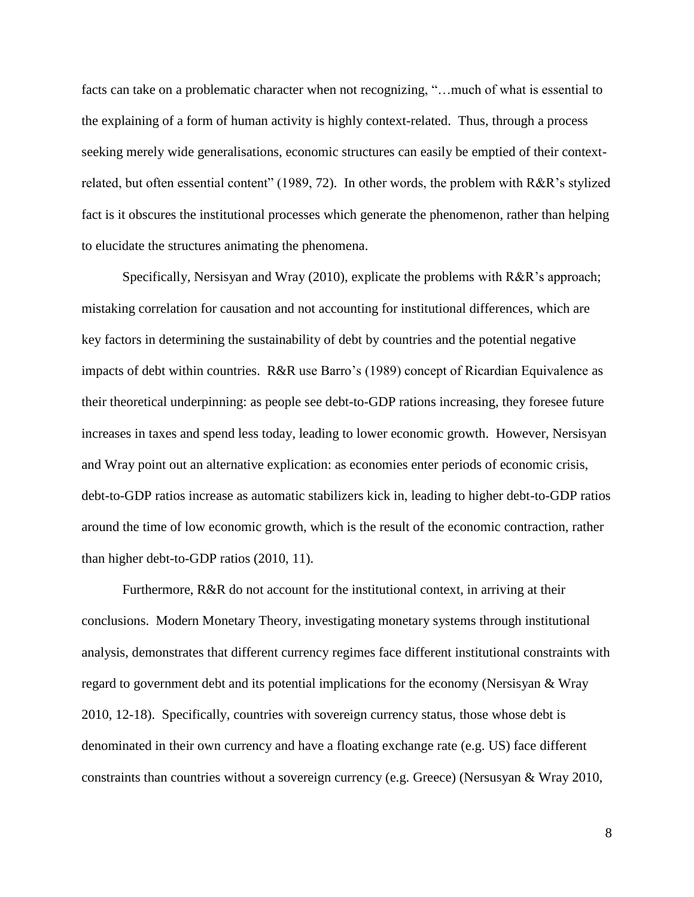facts can take on a problematic character when not recognizing, "…much of what is essential to the explaining of a form of human activity is highly context-related. Thus, through a process seeking merely wide generalisations, economic structures can easily be emptied of their context-related, but often essential content" (1989, 72). In other words, the problem with R&R's stylized fact is it obscures the institutional processes which generate the phenomenon, rather than helping to elucidate the structures animating the phenomena.

Specifically, Nersisyan and Wray (2010), explicate the problems with R&R's approach; mistaking correlation for causation and not accounting for institutional differences, which are key factors in determining the sustainability of debt by countries and the potential negative impacts of debt within countries. R&R use Barro's (1989) concept of Ricardian Equivalence as their theoretical underpinning: as people see debt-to-GDP rations increasing, they foresee future increases in taxes and spend less today, leading to lower economic growth. However, Nersisyan and Wray point out an alternative explication: as economies enter periods of economic crisis, debt-to-GDP ratios increase as automatic stabilizers kick in, leading to higher debt-to-GDP ratios around the time of low economic growth, which is the result of the economic contraction, rather than higher debt-to-GDP ratios (2010, 11).

Furthermore, R&R do not account for the institutional context, in arriving at their conclusions. Modern Monetary Theory, investigating monetary systems through institutional analysis, demonstrates that different currency regimes face different institutional constraints with regard to government debt and its potential implications for the economy (Nersisyan & Wray 2010, 12-18). Specifically, countries with sovereign currency status, those whose debt is denominated in their own currency and have a floating exchange rate (e.g. US) face different constraints than countries without a sovereign currency (e.g. Greece) (Nersusyan & Wray 2010,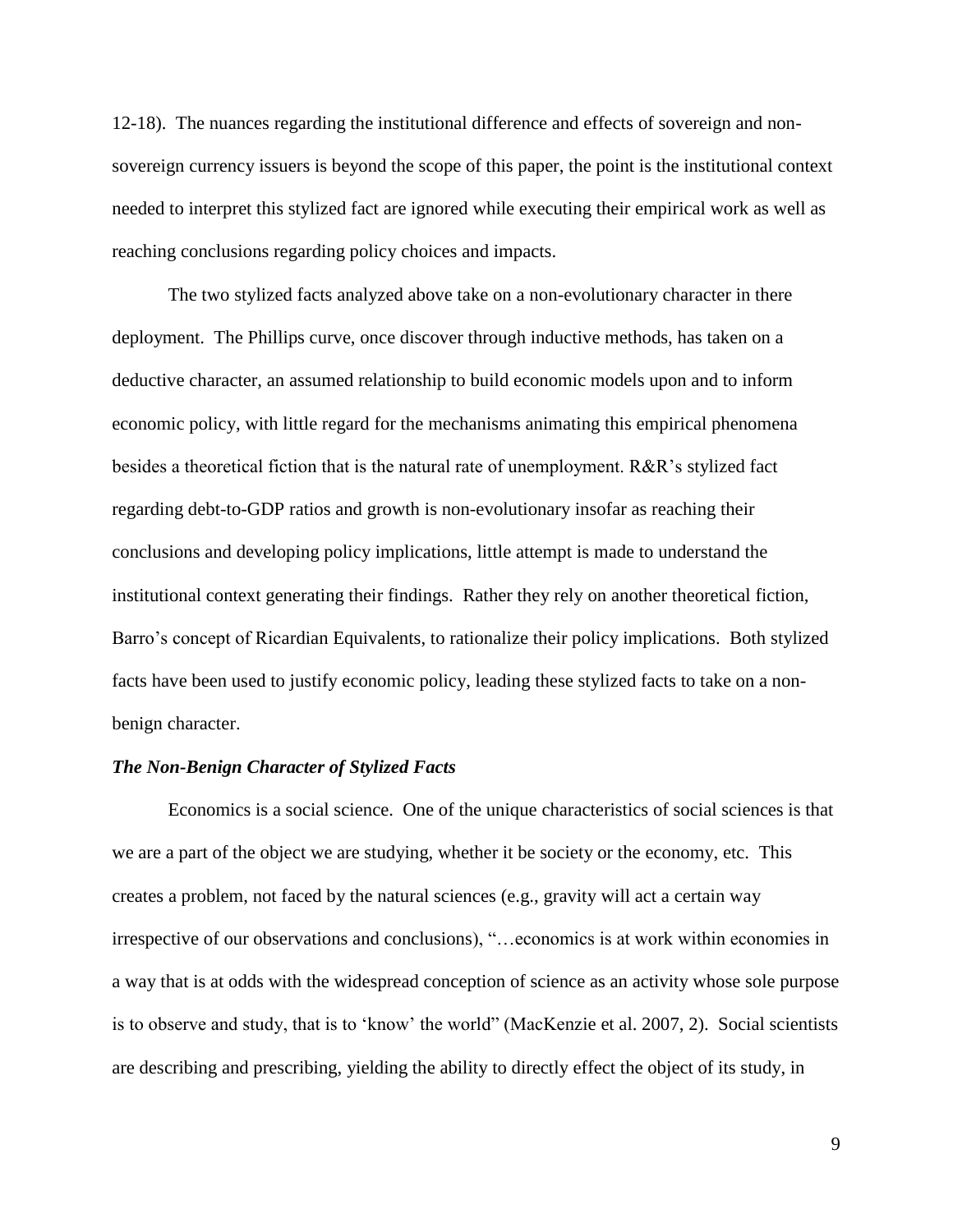12-18). The nuances regarding the institutional difference and effects of sovereign and non-sovereign currency issuers is beyond the scope of this paper, the point is the institutional context needed to interpret this stylized fact are ignored while executing their empirical work as well as reaching conclusions regarding policy choices and impacts.

The two stylized facts analyzed above take on a non-evolutionary character in there deployment. The Phillips curve, once discover through inductive methods, has taken on a deductive character, an assumed relationship to build economic models upon and to inform economic policy, with little regard for the mechanisms animating this empirical phenomena besides a theoretical fiction that is the natural rate of unemployment. R&R's stylized fact regarding debt-to-GDP ratios and growth is non-evolutionary insofar as reaching their conclusions and developing policy implications, little attempt is made to understand the institutional context generating their findings. Rather they rely on another theoretical fiction, Barro's concept of Ricardian Equivalents, to rationalize their policy implications. Both stylized facts have been used to justify economic policy, leading these stylized facts to take on a non-benign character.

### *The Non-Benign Character of Stylized Facts*

Economics is a social science. One of the unique characteristics of social sciences is that we are a part of the object we are studying, whether it be society or the economy, etc. This creates a problem, not faced by the natural sciences (e.g., gravity will act a certain way irrespective of our observations and conclusions), "…economics is at work within economies in a way that is at odds with the widespread conception of science as an activity whose sole purpose is to observe and study, that is to 'know' the world" (MacKenzie et al. 2007, 2). Social scientists are describing and prescribing, yielding the ability to directly effect the object of its study, in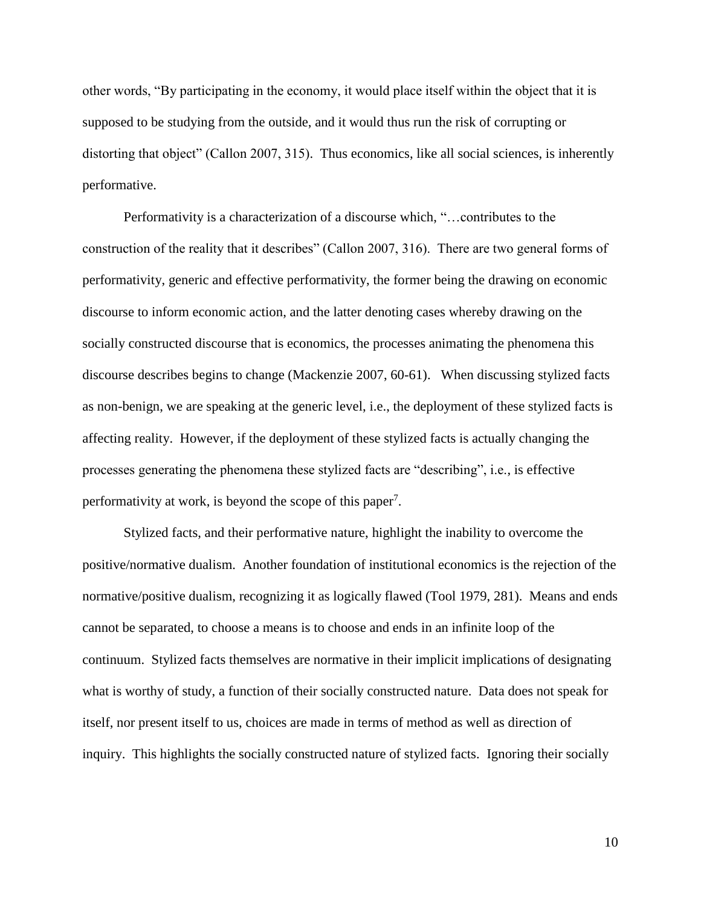other words, "By participating in the economy, it would place itself within the object that it is supposed to be studying from the outside, and it would thus run the risk of corrupting or distorting that object" (Callon 2007, 315). Thus economics, like all social sciences, is inherently performative.

Performativity is a characterization of a discourse which, "…contributes to the construction of the reality that it describes" (Callon 2007, 316). There are two general forms of performativity, generic and effective performativity, the former being the drawing on economic discourse to inform economic action, and the latter denoting cases whereby drawing on the socially constructed discourse that is economics, the processes animating the phenomena this discourse describes begins to change (Mackenzie 2007, 60-61). When discussing stylized facts as non-benign, we are speaking at the generic level, i.e., the deployment of these stylized facts is affecting reality. However, if the deployment of these stylized facts is actually changing the processes generating the phenomena these stylized facts are "describing", i.e., is effective performativity at work, is beyond the scope of this paper[7].

Stylized facts, and their performative nature, highlight the inability to overcome the positive/normative dualism. Another foundation of institutional economics is the rejection of the normative/positive dualism, recognizing it as logically flawed (Tool 1979, 281). Means and ends cannot be separated, to choose a means is to choose and ends in an infinite loop of the continuum. Stylized facts themselves are normative in their implicit implications of designating what is worthy of study, a function of their socially constructed nature. Data does not speak for itself, nor present itself to us, choices are made in terms of method as well as direction of inquiry. This highlights the socially constructed nature of stylized facts. Ignoring their socially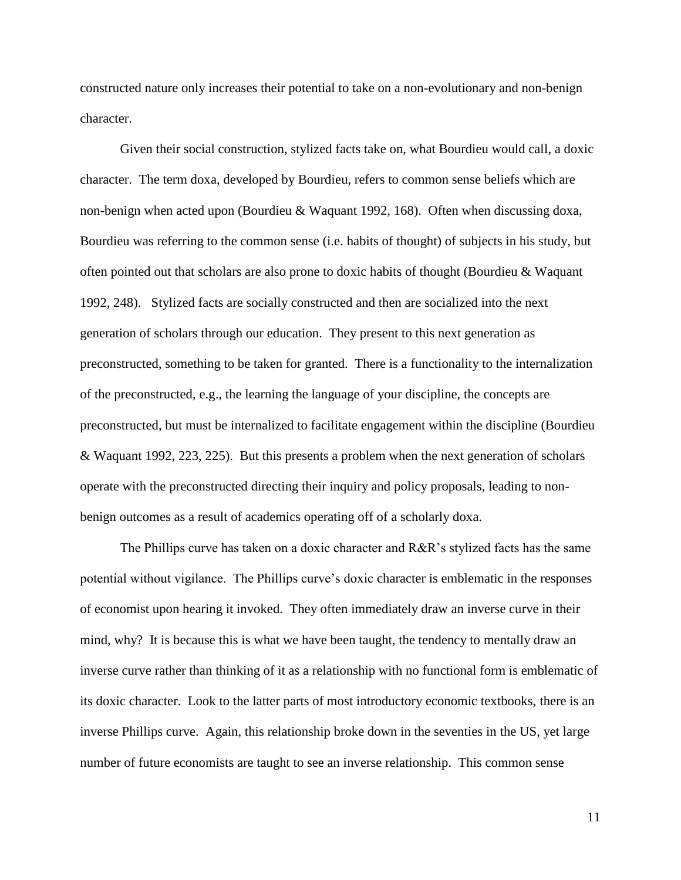constructed nature only increases their potential to take on a non-evolutionary and non-benign character.

Given their social construction, stylized facts take on, what Bourdieu would call, a doxic character. The term doxa, developed by Bourdieu, refers to common sense beliefs which are non-benign when acted upon (Bourdieu & Waquant 1992, 168). Often when discussing doxa, Bourdieu was referring to the common sense (i.e. habits of thought) of subjects in his study, but often pointed out that scholars are also prone to doxic habits of thought (Bourdieu & Waquant 1992, 248). Stylized facts are socially constructed and then are socialized into the next generation of scholars through our education. They present to this next generation as preconstructed, something to be taken for granted. There is a functionality to the internalization of the preconstructed, e.g., the learning the language of your discipline, the concepts are preconstructed, but must be internalized to facilitate engagement within the discipline (Bourdieu & Waquant 1992, 223, 225). But this presents a problem when the next generation of scholars operate with the preconstructed directing their inquiry and policy proposals, leading to non-benign outcomes as a result of academics operating off of a scholarly doxa.

The Phillips curve has taken on a doxic character and R&R's stylized facts has the same potential without vigilance. The Phillips curve's doxic character is emblematic in the responses of economist upon hearing it invoked. They often immediately draw an inverse curve in their mind, why? It is because this is what we have been taught, the tendency to mentally draw an inverse curve rather than thinking of it as a relationship with no functional form is emblematic of its doxic character. Look to the latter parts of most introductory economic textbooks, there is an inverse Phillips curve. Again, this relationship broke down in the seventies in the US, yet large number of future economists are taught to see an inverse relationship. This common sense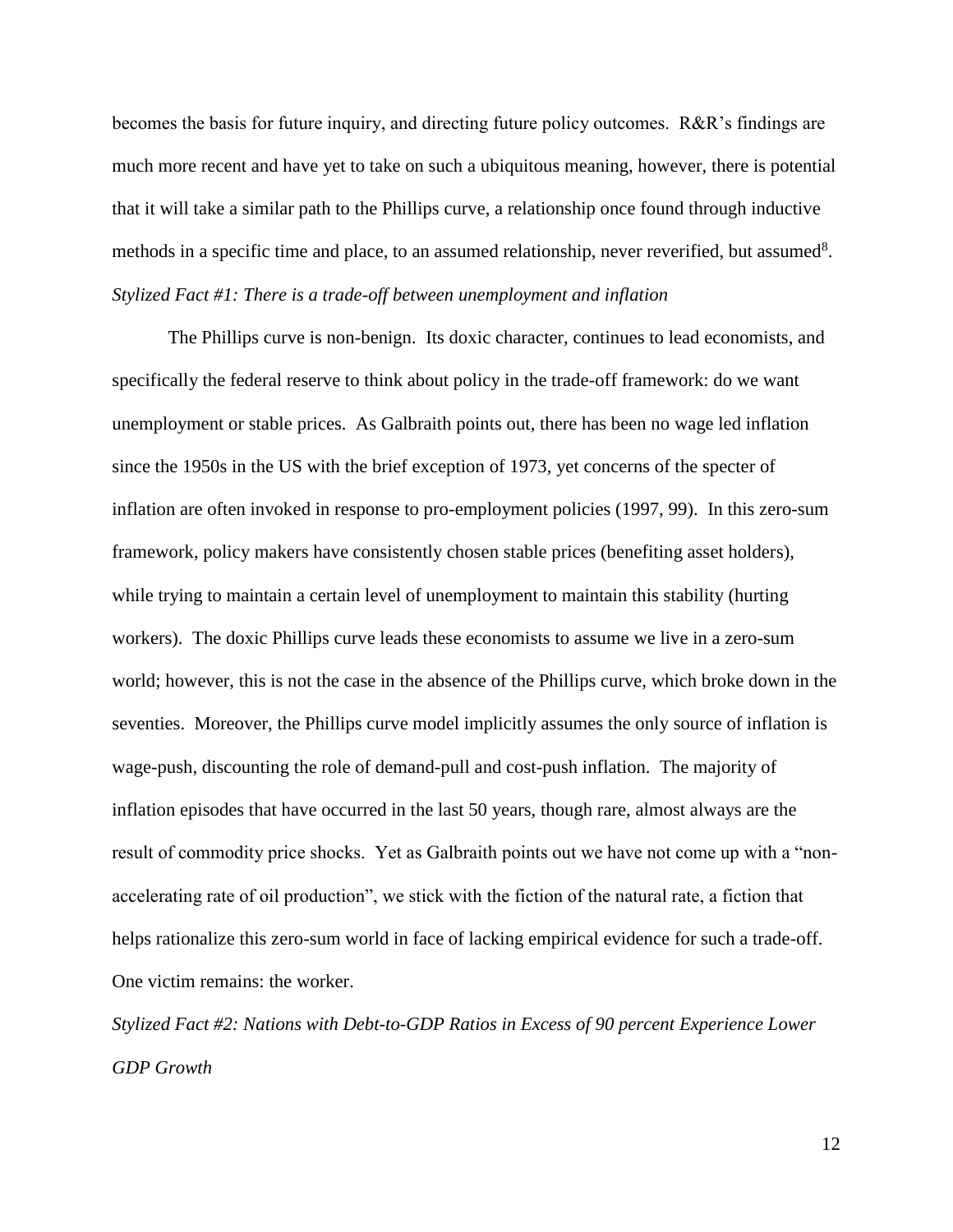becomes the basis for future inquiry, and directing future policy outcomes. R&R's findings are much more recent and have yet to take on such a ubiquitous meaning, however, there is potential that it will take a similar path to the Phillips curve, a relationship once found through inductive methods in a specific time and place, to an assumed relationship, never reverified, but assumed[8].

*Stylized Fact #1: There is a trade-off between unemployment and inflation*

The Phillips curve is non-benign. Its doxic character, continues to lead economists, and specifically the federal reserve to think about policy in the trade-off framework: do we want unemployment or stable prices. As Galbraith points out, there has been no wage led inflation since the 1950s in the US with the brief exception of 1973, yet concerns of the specter of inflation are often invoked in response to pro-employment policies (1997, 99). In this zero-sum framework, policy makers have consistently chosen stable prices (benefiting asset holders), while trying to maintain a certain level of unemployment to maintain this stability (hurting workers). The doxic Phillips curve leads these economists to assume we live in a zero-sum world; however, this is not the case in the absence of the Phillips curve, which broke down in the seventies. Moreover, the Phillips curve model implicitly assumes the only source of inflation is wage-push, discounting the role of demand-pull and cost-push inflation. The majority of inflation episodes that have occurred in the last 50 years, though rare, almost always are the result of commodity price shocks. Yet as Galbraith points out we have not come up with a "non-accelerating rate of oil production", we stick with the fiction of the natural rate, a fiction that helps rationalize this zero-sum world in face of lacking empirical evidence for such a trade-off. One victim remains: the worker.

*Stylized Fact #2: Nations with Debt-to-GDP Ratios in Excess of 90 percent Experience Lower GDP Growth*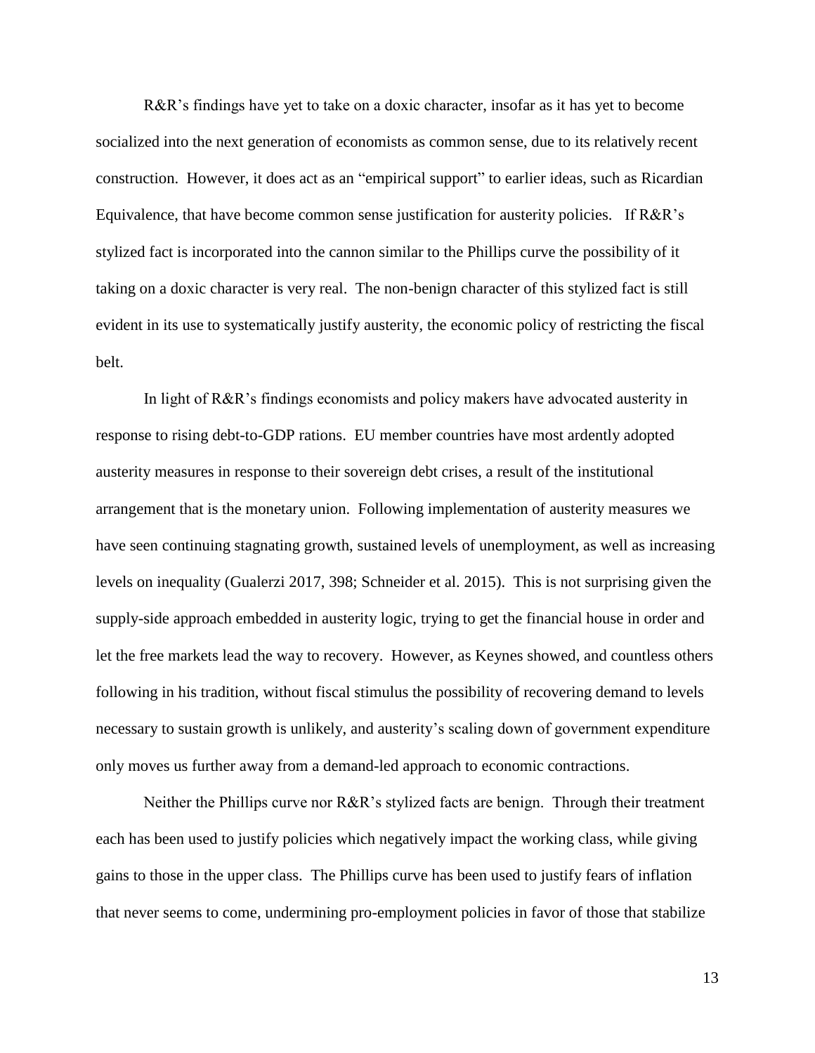R&R's findings have yet to take on a doxic character, insofar as it has yet to become socialized into the next generation of economists as common sense, due to its relatively recent construction. However, it does act as an "empirical support" to earlier ideas, such as Ricardian Equivalence, that have become common sense justification for austerity policies. If R&R's stylized fact is incorporated into the cannon similar to the Phillips curve the possibility of it taking on a doxic character is very real. The non-benign character of this stylized fact is still evident in its use to systematically justify austerity, the economic policy of restricting the fiscal belt.

In light of R&R's findings economists and policy makers have advocated austerity in response to rising debt-to-GDP rations. EU member countries have most ardently adopted austerity measures in response to their sovereign debt crises, a result of the institutional arrangement that is the monetary union. Following implementation of austerity measures we have seen continuing stagnating growth, sustained levels of unemployment, as well as increasing levels on inequality (Gualerzi 2017, 398; Schneider et al. 2015). This is not surprising given the supply-side approach embedded in austerity logic, trying to get the financial house in order and let the free markets lead the way to recovery. However, as Keynes showed, and countless others following in his tradition, without fiscal stimulus the possibility of recovering demand to levels necessary to sustain growth is unlikely, and austerity's scaling down of government expenditure only moves us further away from a demand-led approach to economic contractions.

Neither the Phillips curve nor R&R's stylized facts are benign. Through their treatment each has been used to justify policies which negatively impact the working class, while giving gains to those in the upper class. The Phillips curve has been used to justify fears of inflation that never seems to come, undermining pro-employment policies in favor of those that stabilize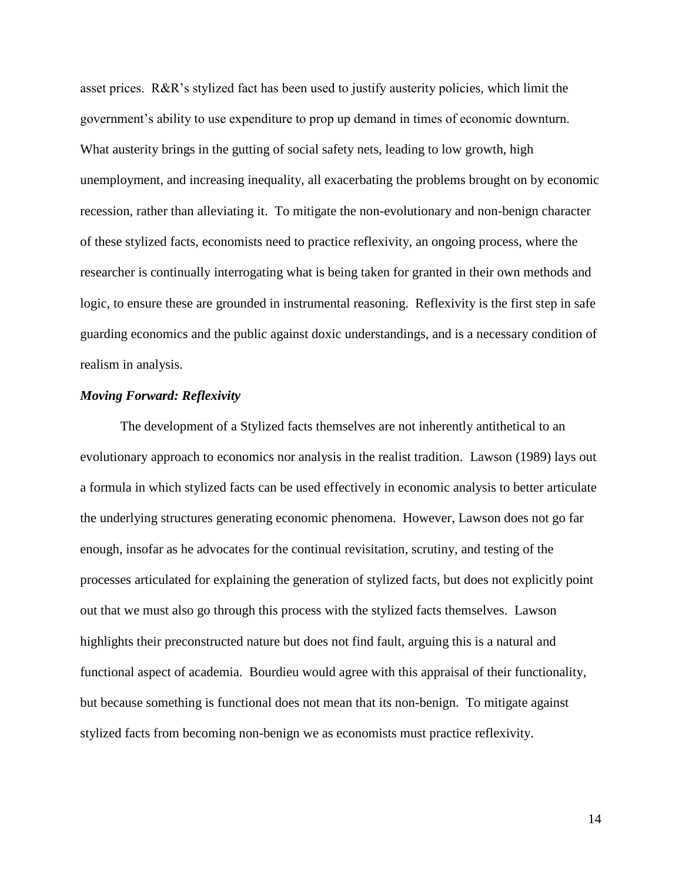asset prices. R&R's stylized fact has been used to justify austerity policies, which limit the government's ability to use expenditure to prop up demand in times of economic downturn. What austerity brings in the gutting of social safety nets, leading to low growth, high unemployment, and increasing inequality, all exacerbating the problems brought on by economic recession, rather than alleviating it. To mitigate the non-evolutionary and non-benign character of these stylized facts, economists need to practice reflexivity, an ongoing process, where the researcher is continually interrogating what is being taken for granted in their own methods and logic, to ensure these are grounded in instrumental reasoning. Reflexivity is the first step in safe guarding economics and the public against doxic understandings, and is a necessary condition of realism in analysis.

### *Moving Forward: Reflexivity*

The development of a Stylized facts themselves are not inherently antithetical to an evolutionary approach to economics nor analysis in the realist tradition. Lawson (1989) lays out a formula in which stylized facts can be used effectively in economic analysis to better articulate the underlying structures generating economic phenomena. However, Lawson does not go far enough, insofar as he advocates for the continual revisitation, scrutiny, and testing of the processes articulated for explaining the generation of stylized facts, but does not explicitly point out that we must also go through this process with the stylized facts themselves. Lawson highlights their preconstructed nature but does not find fault, arguing this is a natural and functional aspect of academia. Bourdieu would agree with this appraisal of their functionality, but because something is functional does not mean that its non-benign. To mitigate against stylized facts from becoming non-benign we as economists must practice reflexivity.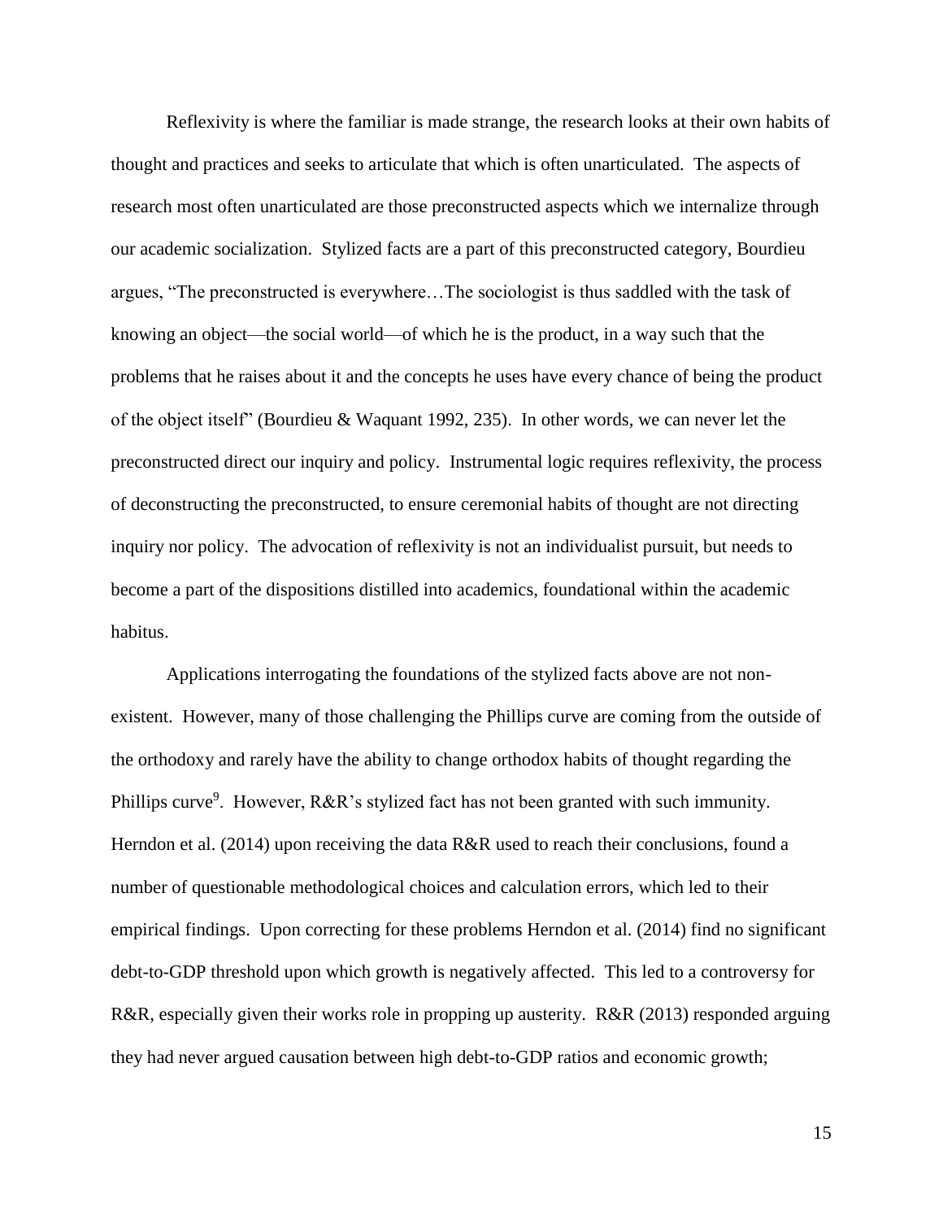Reflexivity is where the familiar is made strange, the research looks at their own habits of thought and practices and seeks to articulate that which is often unarticulated. The aspects of research most often unarticulated are those preconstructed aspects which we internalize through our academic socialization. Stylized facts are a part of this preconstructed category, Bourdieu argues, "The preconstructed is everywhere…The sociologist is thus saddled with the task of knowing an object—the social world—of which he is the product, in a way such that the problems that he raises about it and the concepts he uses have every chance of being the product of the object itself" (Bourdieu & Waquant 1992, 235). In other words, we can never let the preconstructed direct our inquiry and policy. Instrumental logic requires reflexivity, the process of deconstructing the preconstructed, to ensure ceremonial habits of thought are not directing inquiry nor policy. The advocation of reflexivity is not an individualist pursuit, but needs to become a part of the dispositions distilled into academics, foundational within the academic habitus.

Applications interrogating the foundations of the stylized facts above are not non-existent. However, many of those challenging the Phillips curve are coming from the outside of the orthodoxy and rarely have the ability to change orthodox habits of thought regarding the Phillips curve[9]. However, R&R's stylized fact has not been granted with such immunity. Herndon et al. (2014) upon receiving the data R&R used to reach their conclusions, found a number of questionable methodological choices and calculation errors, which led to their empirical findings. Upon correcting for these problems Herndon et al. (2014) find no significant debt-to-GDP threshold upon which growth is negatively affected. This led to a controversy for R&R, especially given their works role in propping up austerity. R&R (2013) responded arguing they had never argued causation between high debt-to-GDP ratios and economic growth;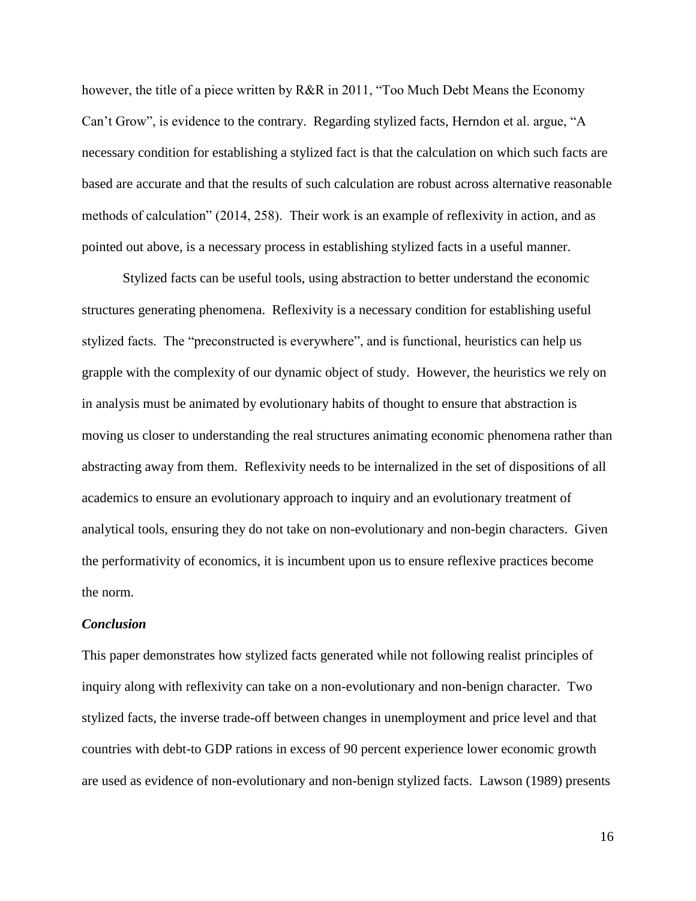however, the title of a piece written by R&R in 2011, "Too Much Debt Means the Economy Can't Grow", is evidence to the contrary. Regarding stylized facts, Herndon et al. argue, "A necessary condition for establishing a stylized fact is that the calculation on which such facts are based are accurate and that the results of such calculation are robust across alternative reasonable methods of calculation" (2014, 258). Their work is an example of reflexivity in action, and as pointed out above, is a necessary process in establishing stylized facts in a useful manner.

Stylized facts can be useful tools, using abstraction to better understand the economic structures generating phenomena. Reflexivity is a necessary condition for establishing useful stylized facts. The "preconstructed is everywhere", and is functional, heuristics can help us grapple with the complexity of our dynamic object of study. However, the heuristics we rely on in analysis must be animated by evolutionary habits of thought to ensure that abstraction is moving us closer to understanding the real structures animating economic phenomena rather than abstracting away from them. Reflexivity needs to be internalized in the set of dispositions of all academics to ensure an evolutionary approach to inquiry and an evolutionary treatment of analytical tools, ensuring they do not take on non-evolutionary and non-begin characters. Given the performativity of economics, it is incumbent upon us to ensure reflexive practices become the norm.

***Conclusion***

This paper demonstrates how stylized facts generated while not following realist principles of inquiry along with reflexivity can take on a non-evolutionary and non-benign character. Two stylized facts, the inverse trade-off between changes in unemployment and price level and that countries with debt-to GDP rations in excess of 90 percent experience lower economic growth are used as evidence of non-evolutionary and non-benign stylized facts. Lawson (1989) presents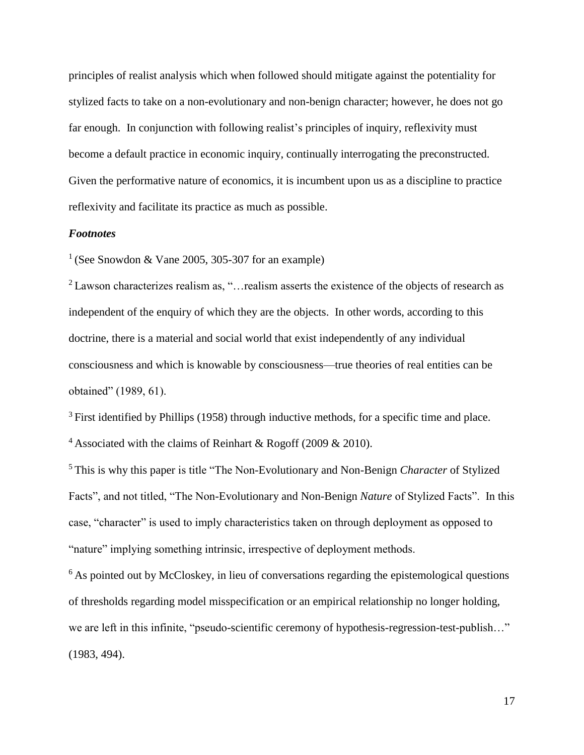principles of realist analysis which when followed should mitigate against the potentiality for stylized facts to take on a non-evolutionary and non-benign character; however, he does not go far enough. In conjunction with following realist's principles of inquiry, reflexivity must become a default practice in economic inquiry, continually interrogating the preconstructed. Given the performative nature of economics, it is incumbent upon us as a discipline to practice reflexivity and facilitate its practice as much as possible.

### ***Footnotes***

[1] (See Snowdon & Vane 2005, 305-307 for an example)

[2] Lawson characterizes realism as, "…realism asserts the existence of the objects of research as independent of the enquiry of which they are the objects. In other words, according to this doctrine, there is a material and social world that exist independently of any individual consciousness and which is knowable by consciousness—true theories of real entities can be obtained" (1989, 61).

[3] First identified by Phillips (1958) through inductive methods, for a specific time and place.

[4] Associated with the claims of Reinhart & Rogoff (2009 & 2010).

[5] This is why this paper is title "The Non-Evolutionary and Non-Benign *Character* of Stylized Facts", and not titled, "The Non-Evolutionary and Non-Benign *Nature* of Stylized Facts". In this case, "character" is used to imply characteristics taken on through deployment as opposed to "nature" implying something intrinsic, irrespective of deployment methods.

[6] As pointed out by McCloskey, in lieu of conversations regarding the epistemological questions of thresholds regarding model misspecification or an empirical relationship no longer holding, we are left in this infinite, "pseudo-scientific ceremony of hypothesis-regression-test-publish…" (1983, 494).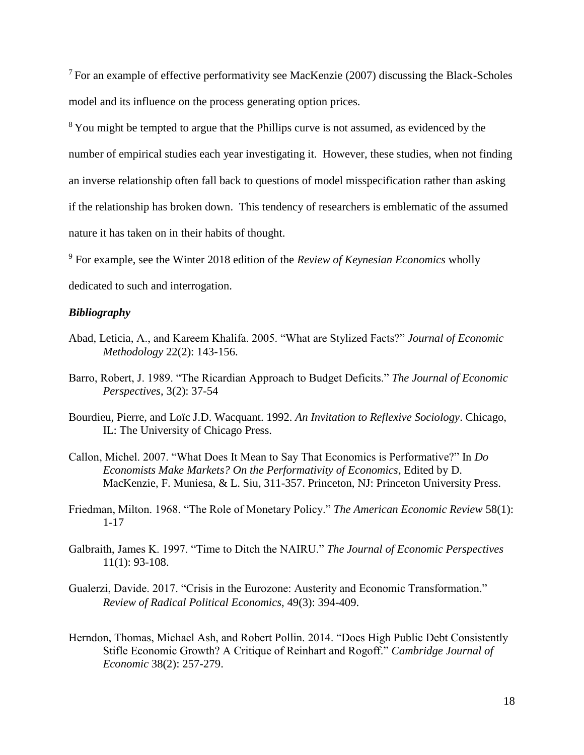[7] For an example of effective performativity see MacKenzie (2007) discussing the Black-Scholes model and its influence on the process generating option prices.

[8] You might be tempted to argue that the Phillips curve is not assumed, as evidenced by the number of empirical studies each year investigating it. However, these studies, when not finding an inverse relationship often fall back to questions of model misspecification rather than asking if the relationship has broken down. This tendency of researchers is emblematic of the assumed nature it has taken on in their habits of thought.

[9] For example, see the Winter 2018 edition of the *Review of Keynesian Economics* wholly dedicated to such and interrogation.

### *Bibliography*

Abad, Leticia, A., and Kareem Khalifa. 2005. "What are Stylized Facts?" *Journal of Economic Methodology* 22(2): 143-156.

Barro, Robert, J. 1989. "The Ricardian Approach to Budget Deficits." *The Journal of Economic Perspectives*, 3(2): 37-54

Bourdieu, Pierre, and Loïc J.D. Wacquant. 1992. *An Invitation to Reflexive Sociology*. Chicago, IL: The University of Chicago Press.

Callon, Michel. 2007. "What Does It Mean to Say That Economics is Performative?" In *Do Economists Make Markets? On the Performativity of Economics*, Edited by D. MacKenzie, F. Muniesa, & L. Siu, 311-357. Princeton, NJ: Princeton University Press.

Friedman, Milton. 1968. "The Role of Monetary Policy." *The American Economic Review* 58(1): 1-17

Galbraith, James K. 1997. "Time to Ditch the NAIRU." *The Journal of Economic Perspectives* 11(1): 93-108.

Gualerzi, Davide. 2017. "Crisis in the Eurozone: Austerity and Economic Transformation." *Review of Radical Political Economics*, 49(3): 394-409.

Herndon, Thomas, Michael Ash, and Robert Pollin. 2014. "Does High Public Debt Consistently Stifle Economic Growth? A Critique of Reinhart and Rogoff." *Cambridge Journal of Economic* 38(2): 257-279.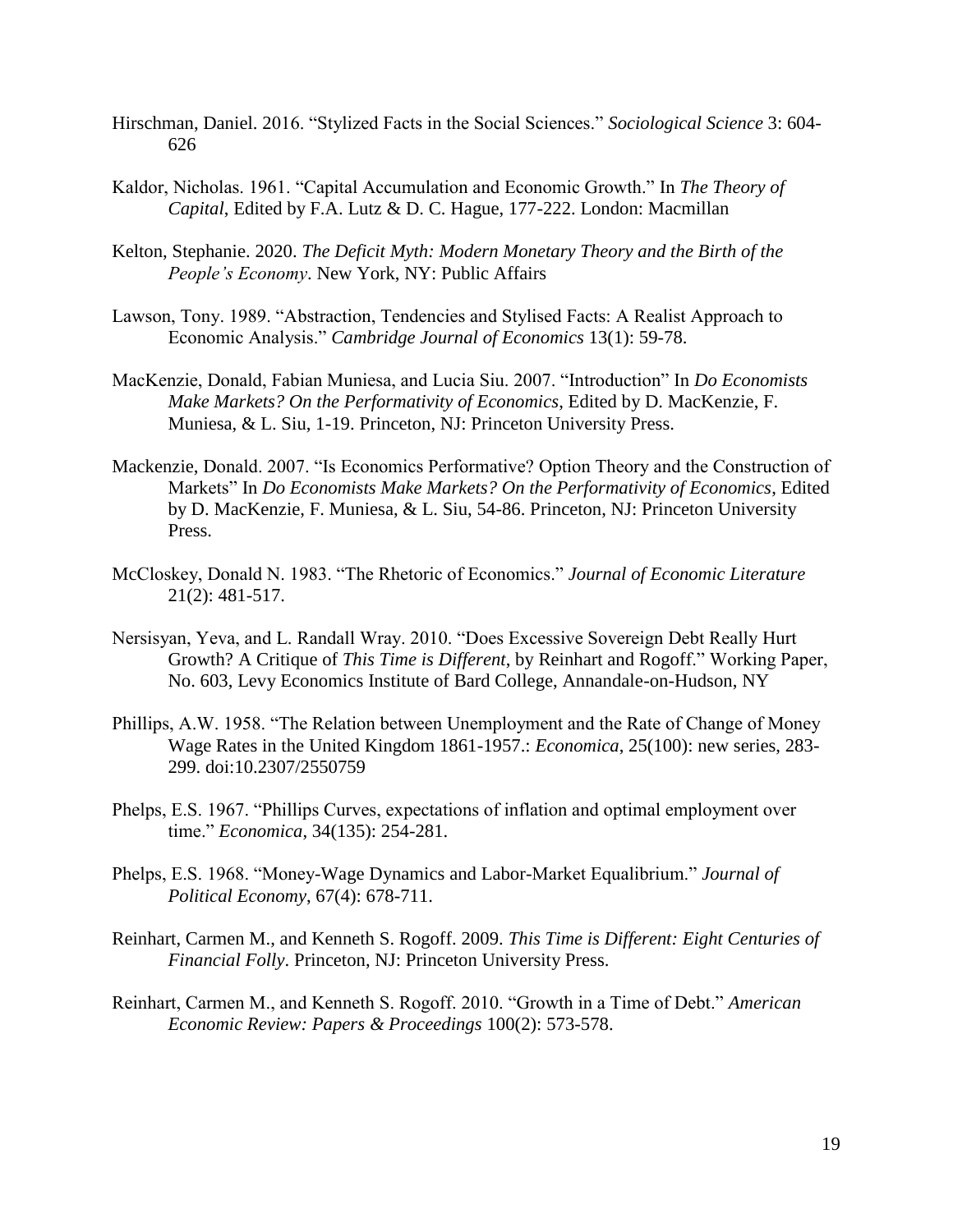Hirschman, Daniel. 2016. "Stylized Facts in the Social Sciences." *Sociological Science* 3: 604-626

Kaldor, Nicholas. 1961. "Capital Accumulation and Economic Growth." In *The Theory of Capital*, Edited by F.A. Lutz & D. C. Hague, 177-222. London: Macmillan

Kelton, Stephanie. 2020. *The Deficit Myth: Modern Monetary Theory and the Birth of the People's Economy*. New York, NY: Public Affairs

Lawson, Tony. 1989. "Abstraction, Tendencies and Stylised Facts: A Realist Approach to Economic Analysis." *Cambridge Journal of Economics* 13(1): 59-78.

MacKenzie, Donald, Fabian Muniesa, and Lucia Siu. 2007. "Introduction" In *Do Economists Make Markets? On the Performativity of Economics*, Edited by D. MacKenzie, F. Muniesa, & L. Siu, 1-19. Princeton, NJ: Princeton University Press.

Mackenzie, Donald. 2007. "Is Economics Performative? Option Theory and the Construction of Markets" In *Do Economists Make Markets? On the Performativity of Economics*, Edited by D. MacKenzie, F. Muniesa, & L. Siu, 54-86. Princeton, NJ: Princeton University Press.

McCloskey, Donald N. 1983. "The Rhetoric of Economics." *Journal of Economic Literature* 21(2): 481-517.

Nersisyan, Yeva, and L. Randall Wray. 2010. "Does Excessive Sovereign Debt Really Hurt Growth? A Critique of *This Time is Different*, by Reinhart and Rogoff." Working Paper, No. 603, Levy Economics Institute of Bard College, Annandale-on-Hudson, NY

Phillips, A.W. 1958. "The Relation between Unemployment and the Rate of Change of Money Wage Rates in the United Kingdom 1861-1957.: *Economica*, 25(100): new series, 283-299. doi:10.2307/2550759

Phelps, E.S. 1967. "Phillips Curves, expectations of inflation and optimal employment over time." *Economica*, 34(135): 254-281.

Phelps, E.S. 1968. "Money-Wage Dynamics and Labor-Market Equalibrium." *Journal of Political Economy*, 67(4): 678-711.

Reinhart, Carmen M., and Kenneth S. Rogoff. 2009. *This Time is Different: Eight Centuries of Financial Folly*. Princeton, NJ: Princeton University Press.

Reinhart, Carmen M., and Kenneth S. Rogoff. 2010. "Growth in a Time of Debt." *American Economic Review: Papers & Proceedings* 100(2): 573-578.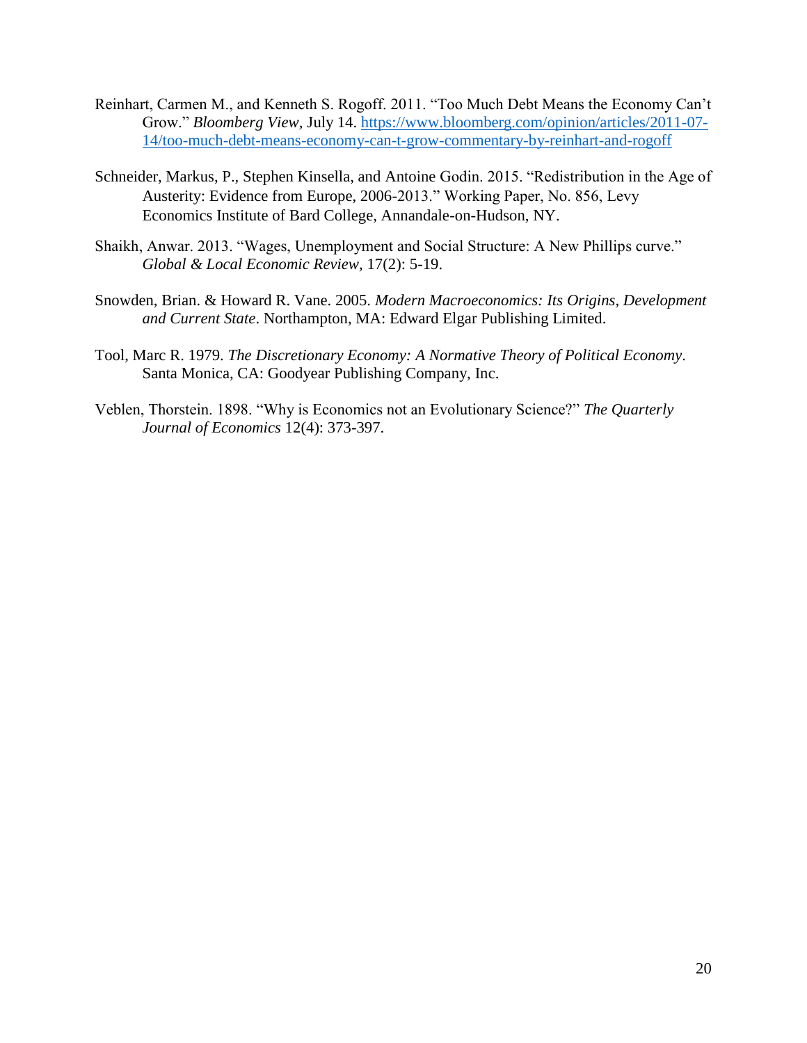Reinhart, Carmen M., and Kenneth S. Rogoff. 2011. "Too Much Debt Means the Economy Can't Grow." *Bloomberg View,* July 14. https://www.bloomberg.com/opinion/articles/2011-07-14/too-much-debt-means-economy-can-t-grow-commentary-by-reinhart-and-rogoff

Schneider, Markus, P., Stephen Kinsella, and Antoine Godin. 2015. "Redistribution in the Age of Austerity: Evidence from Europe, 2006-2013." Working Paper, No. 856, Levy Economics Institute of Bard College, Annandale-on-Hudson, NY.

Shaikh, Anwar. 2013. "Wages, Unemployment and Social Structure: A New Phillips curve." *Global & Local Economic Review*, 17(2): 5-19.

Snowden, Brian. & Howard R. Vane. 2005. *Modern Macroeconomics: Its Origins, Development and Current State*. Northampton, MA: Edward Elgar Publishing Limited.

Tool, Marc R. 1979. *The Discretionary Economy: A Normative Theory of Political Economy*. Santa Monica, CA: Goodyear Publishing Company, Inc.

Veblen, Thorstein. 1898. "Why is Economics not an Evolutionary Science?" *The Quarterly Journal of Economics* 12(4): 373-397.